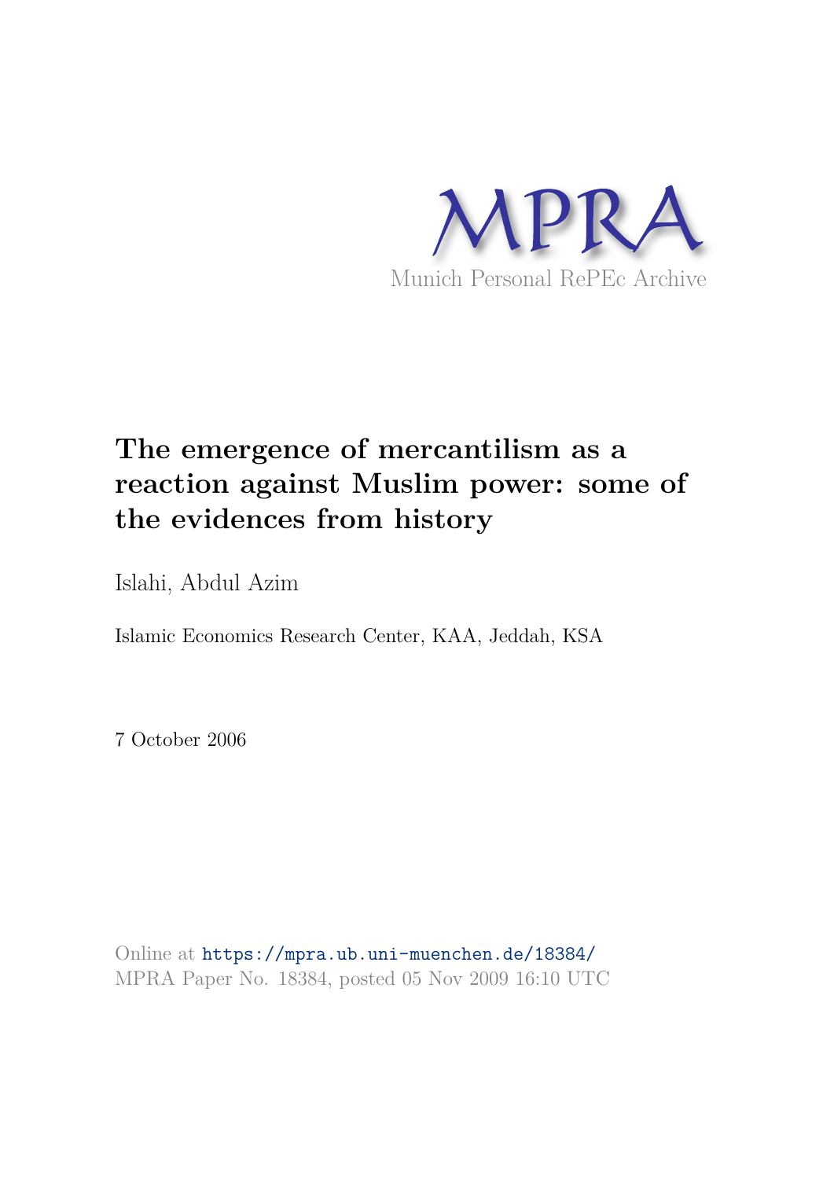MPRA

Munich Personal RePEc Archive

# The emergence of mercantilism as a reaction against Muslim power: some of the evidences from history

Islahi, Abdul Azim

Islamic Economics Research Center, KAA, Jeddah, KSA

7 October 2006

Online at https://mpra.ub.uni-muenchen.de/18384/
MPRA Paper No. 18384, posted 05 Nov 2009 16:10 UTC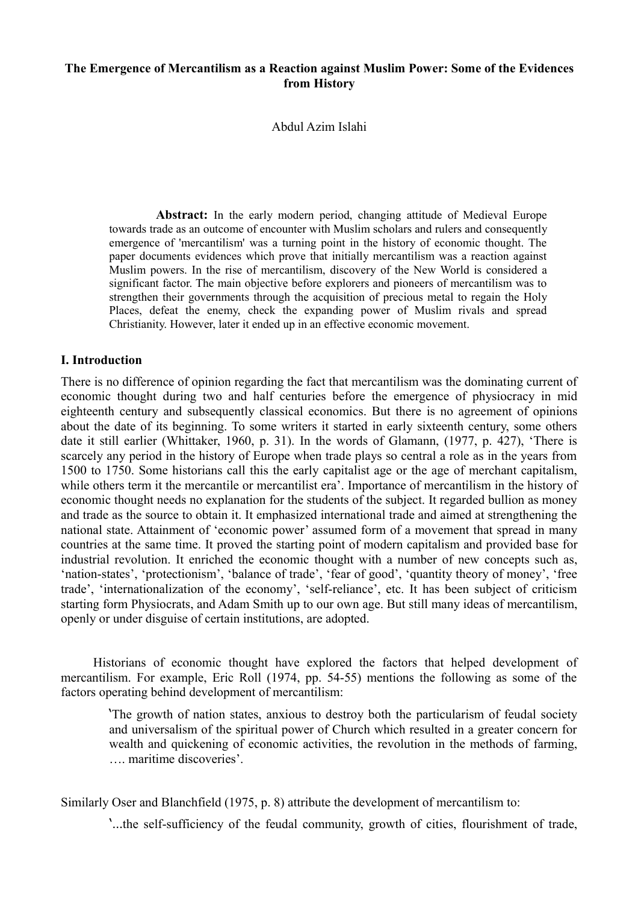**The Emergence of Mercantilism as a Reaction against Muslim Power: Some of the Evidences from History**

Abdul Azim Islahi

> **Abstract:** In the early modern period, changing attitude of Medieval Europe towards trade as an outcome of encounter with Muslim scholars and rulers and consequently emergence of 'mercantilism' was a turning point in the history of economic thought. The paper documents evidences which prove that initially mercantilism was a reaction against Muslim powers. In the rise of mercantilism, discovery of the New World is considered a significant factor. The main objective before explorers and pioneers of mercantilism was to strengthen their governments through the acquisition of precious metal to regain the Holy Places, defeat the enemy, check the expanding power of Muslim rivals and spread Christianity. However, later it ended up in an effective economic movement.

## I. Introduction

There is no difference of opinion regarding the fact that mercantilism was the dominating current of economic thought during two and half centuries before the emergence of physiocracy in mid eighteenth century and subsequently classical economics. But there is no agreement of opinions about the date of its beginning. To some writers it started in early sixteenth century, some others date it still earlier (Whittaker, 1960, p. 31). In the words of Glamann, (1977, p. 427), 'There is scarcely any period in the history of Europe when trade plays so central a role as in the years from 1500 to 1750. Some historians call this the early capitalist age or the age of merchant capitalism, while others term it the mercantile or mercantilist era'. Importance of mercantilism in the history of economic thought needs no explanation for the students of the subject. It regarded bullion as money and trade as the source to obtain it. It emphasized international trade and aimed at strengthening the national state. Attainment of 'economic power' assumed form of a movement that spread in many countries at the same time. It proved the starting point of modern capitalism and provided base for industrial revolution. It enriched the economic thought with a number of new concepts such as, 'nation-states', 'protectionism', 'balance of trade', 'fear of good', 'quantity theory of money', 'free trade', 'internationalization of the economy', 'self-reliance', etc. It has been subject of criticism starting form Physiocrats, and Adam Smith up to our own age. But still many ideas of mercantilism, openly or under disguise of certain institutions, are adopted.

Historians of economic thought have explored the factors that helped development of mercantilism. For example, Eric Roll (1974, pp. 54-55) mentions the following as some of the factors operating behind development of mercantilism:

> 'The growth of nation states, anxious to destroy both the particularism of feudal society and universalism of the spiritual power of Church which resulted in a greater concern for wealth and quickening of economic activities, the revolution in the methods of farming, …. maritime discoveries'.

Similarly Oser and Blanchfield (1975, p. 8) attribute the development of mercantilism to:

> '...the self-sufficiency of the feudal community, growth of cities, flourishment of trade,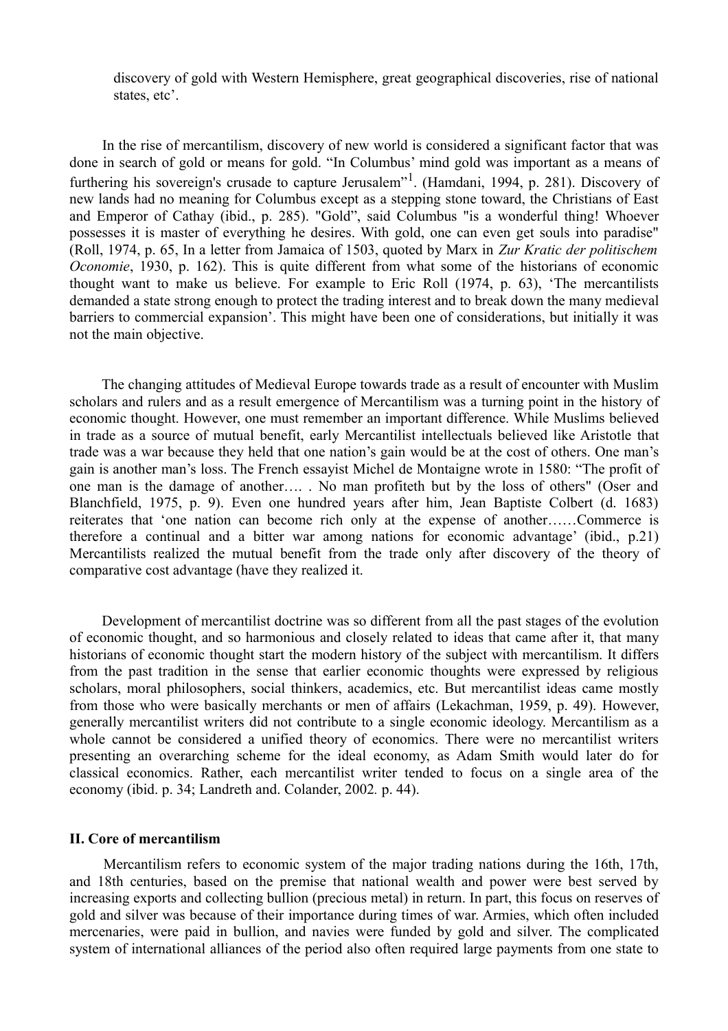discovery of gold with Western Hemisphere, great geographical discoveries, rise of national states, etc'.

In the rise of mercantilism, discovery of new world is considered a significant factor that was done in search of gold or means for gold. "In Columbus' mind gold was important as a means of furthering his sovereign's crusade to capture Jerusalem"[1]. (Hamdani, 1994, p. 281). Discovery of new lands had no meaning for Columbus except as a stepping stone toward, the Christians of East and Emperor of Cathay (ibid., p. 285). "Gold", said Columbus "is a wonderful thing! Whoever possesses it is master of everything he desires. With gold, one can even get souls into paradise" (Roll, 1974, p. 65, In a letter from Jamaica of 1503, quoted by Marx in *Zur Kratic der politischem Oconomie*, 1930, p. 162). This is quite different from what some of the historians of economic thought want to make us believe. For example to Eric Roll (1974, p. 63), 'The mercantilists demanded a state strong enough to protect the trading interest and to break down the many medieval barriers to commercial expansion'. This might have been one of considerations, but initially it was not the main objective.

The changing attitudes of Medieval Europe towards trade as a result of encounter with Muslim scholars and rulers and as a result emergence of Mercantilism was a turning point in the history of economic thought. However, one must remember an important difference. While Muslims believed in trade as a source of mutual benefit, early Mercantilist intellectuals believed like Aristotle that trade was a war because they held that one nation's gain would be at the cost of others. One man's gain is another man's loss. The French essayist Michel de Montaigne wrote in 1580: "The profit of one man is the damage of another…. . No man profiteth but by the loss of others" (Oser and Blanchfield, 1975, p. 9). Even one hundred years after him, Jean Baptiste Colbert (d. 1683) reiterates that 'one nation can become rich only at the expense of another……Commerce is therefore a continual and a bitter war among nations for economic advantage' (ibid., p.21) Mercantilists realized the mutual benefit from the trade only after discovery of the theory of comparative cost advantage (have they realized it.

Development of mercantilist doctrine was so different from all the past stages of the evolution of economic thought, and so harmonious and closely related to ideas that came after it, that many historians of economic thought start the modern history of the subject with mercantilism. It differs from the past tradition in the sense that earlier economic thoughts were expressed by religious scholars, moral philosophers, social thinkers, academics, etc. But mercantilist ideas came mostly from those who were basically merchants or men of affairs (Lekachman, 1959, p. 49). However, generally mercantilist writers did not contribute to a single economic ideology. Mercantilism as a whole cannot be considered a unified theory of economics. There were no mercantilist writers presenting an overarching scheme for the ideal economy, as Adam Smith would later do for classical economics. Rather, each mercantilist writer tended to focus on a single area of the economy (ibid. p. 34; Landreth and. Colander, 2002. p. 44).

## II. Core of mercantilism

Mercantilism refers to economic system of the major trading nations during the 16th, 17th, and 18th centuries, based on the premise that national wealth and power were best served by increasing exports and collecting bullion (precious metal) in return. In part, this focus on reserves of gold and silver was because of their importance during times of war. Armies, which often included mercenaries, were paid in bullion, and navies were funded by gold and silver. The complicated system of international alliances of the period also often required large payments from one state to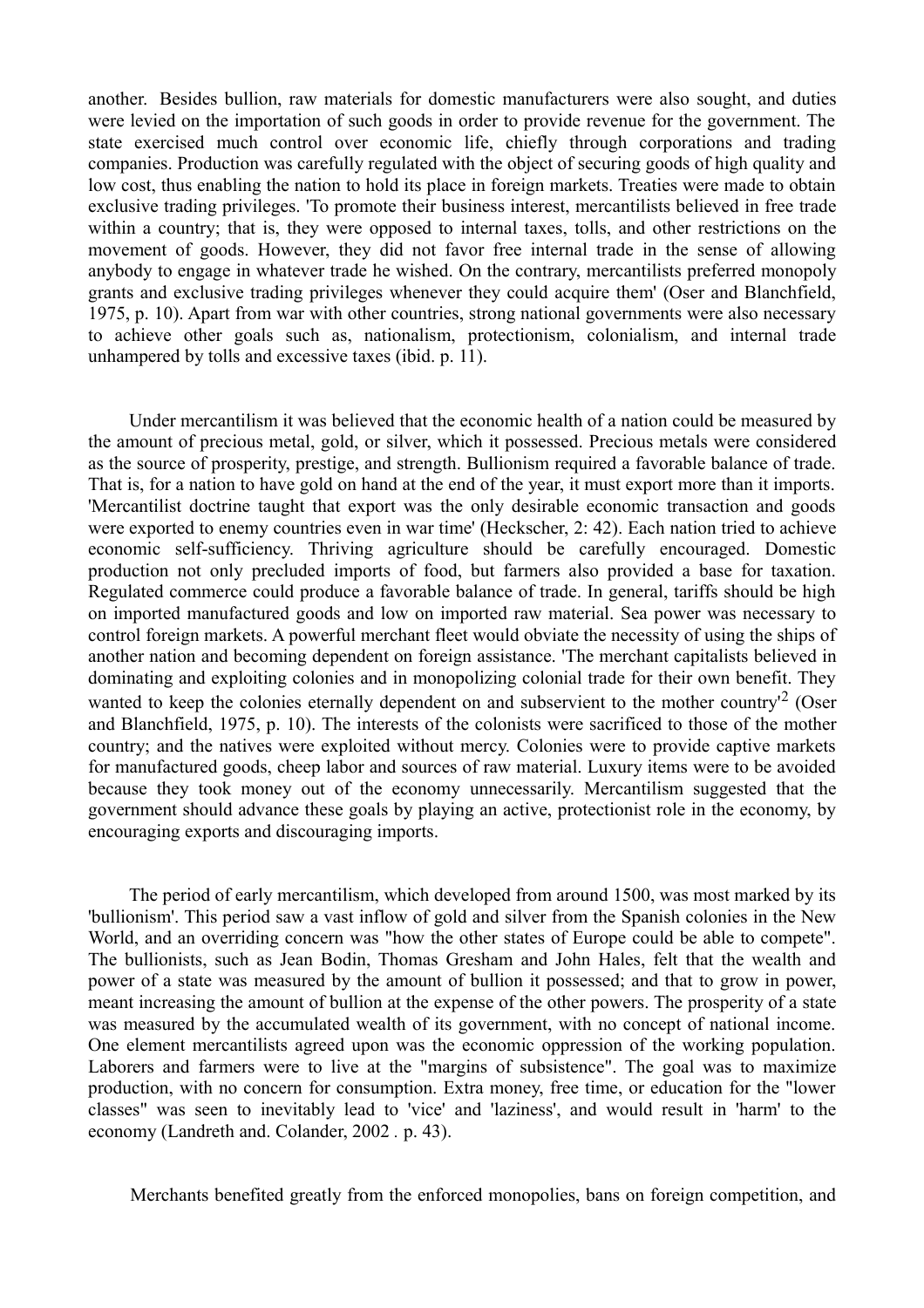another. Besides bullion, raw materials for domestic manufacturers were also sought, and duties were levied on the importation of such goods in order to provide revenue for the government. The state exercised much control over economic life, chiefly through corporations and trading companies. Production was carefully regulated with the object of securing goods of high quality and low cost, thus enabling the nation to hold its place in foreign markets. Treaties were made to obtain exclusive trading privileges. 'To promote their business interest, mercantilists believed in free trade within a country; that is, they were opposed to internal taxes, tolls, and other restrictions on the movement of goods. However, they did not favor free internal trade in the sense of allowing anybody to engage in whatever trade he wished. On the contrary, mercantilists preferred monopoly grants and exclusive trading privileges whenever they could acquire them' (Oser and Blanchfield, 1975, p. 10). Apart from war with other countries, strong national governments were also necessary to achieve other goals such as, nationalism, protectionism, colonialism, and internal trade unhampered by tolls and excessive taxes (ibid. p. 11).

Under mercantilism it was believed that the economic health of a nation could be measured by the amount of precious metal, gold, or silver, which it possessed. Precious metals were considered as the source of prosperity, prestige, and strength. Bullionism required a favorable balance of trade. That is, for a nation to have gold on hand at the end of the year, it must export more than it imports. 'Mercantilist doctrine taught that export was the only desirable economic transaction and goods were exported to enemy countries even in war time' (Heckscher, 2: 42). Each nation tried to achieve economic self-sufficiency. Thriving agriculture should be carefully encouraged. Domestic production not only precluded imports of food, but farmers also provided a base for taxation. Regulated commerce could produce a favorable balance of trade. In general, tariffs should be high on imported manufactured goods and low on imported raw material. Sea power was necessary to control foreign markets. A powerful merchant fleet would obviate the necessity of using the ships of another nation and becoming dependent on foreign assistance. 'The merchant capitalists believed in dominating and exploiting colonies and in monopolizing colonial trade for their own benefit. They wanted to keep the colonies eternally dependent on and subservient to the mother country'[2] (Oser and Blanchfield, 1975, p. 10). The interests of the colonists were sacrificed to those of the mother country; and the natives were exploited without mercy. Colonies were to provide captive markets for manufactured goods, cheep labor and sources of raw material. Luxury items were to be avoided because they took money out of the economy unnecessarily. Mercantilism suggested that the government should advance these goals by playing an active, protectionist role in the economy, by encouraging exports and discouraging imports.

The period of early mercantilism, which developed from around 1500, was most marked by its 'bullionism'. This period saw a vast inflow of gold and silver from the Spanish colonies in the New World, and an overriding concern was "how the other states of Europe could be able to compete". The bullionists, such as Jean Bodin, Thomas Gresham and John Hales, felt that the wealth and power of a state was measured by the amount of bullion it possessed; and that to grow in power, meant increasing the amount of bullion at the expense of the other powers. The prosperity of a state was measured by the accumulated wealth of its government, with no concept of national income. One element mercantilists agreed upon was the economic oppression of the working population. Laborers and farmers were to live at the "margins of subsistence". The goal was to maximize production, with no concern for consumption. Extra money, free time, or education for the "lower classes" was seen to inevitably lead to 'vice' and 'laziness', and would result in 'harm' to the economy (Landreth and. Colander, 2002 . p. 43).

Merchants benefited greatly from the enforced monopolies, bans on foreign competition, and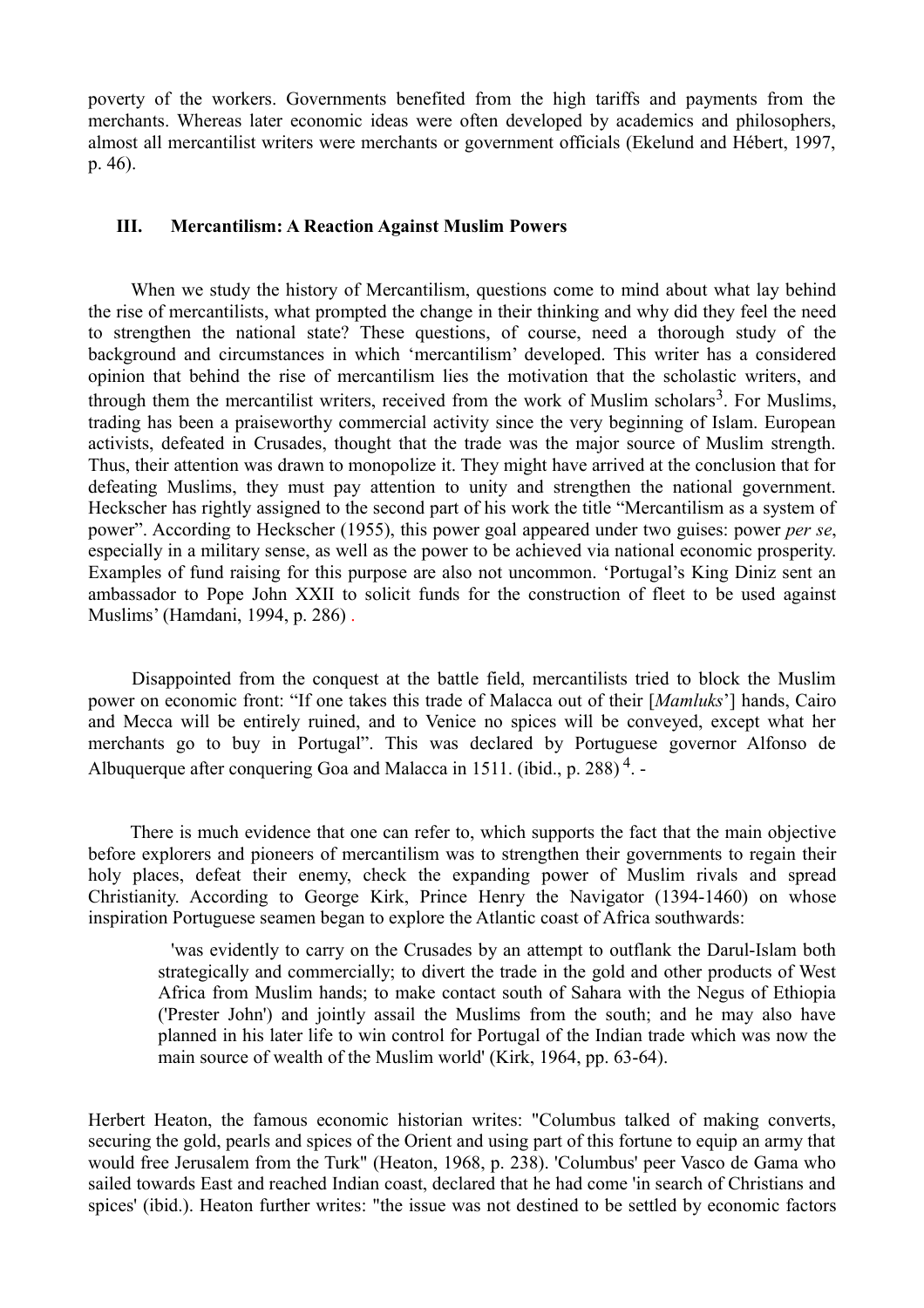poverty of the workers. Governments benefited from the high tariffs and payments from the merchants. Whereas later economic ideas were often developed by academics and philosophers, almost all mercantilist writers were merchants or government officials (Ekelund and Hébert, 1997, p. 46).

### III. Mercantilism: A Reaction Against Muslim Powers

When we study the history of Mercantilism, questions come to mind about what lay behind the rise of mercantilists, what prompted the change in their thinking and why did they feel the need to strengthen the national state? These questions, of course, need a thorough study of the background and circumstances in which 'mercantilism' developed. This writer has a considered opinion that behind the rise of mercantilism lies the motivation that the scholastic writers, and through them the mercantilist writers, received from the work of Muslim scholars[3]. For Muslims, trading has been a praiseworthy commercial activity since the very beginning of Islam. European activists, defeated in Crusades, thought that the trade was the major source of Muslim strength. Thus, their attention was drawn to monopolize it. They might have arrived at the conclusion that for defeating Muslims, they must pay attention to unity and strengthen the national government. Heckscher has rightly assigned to the second part of his work the title "Mercantilism as a system of power". According to Heckscher (1955), this power goal appeared under two guises: power *per se*, especially in a military sense, as well as the power to be achieved via national economic prosperity. Examples of fund raising for this purpose are also not uncommon. 'Portugal's King Diniz sent an ambassador to Pope John XXII to solicit funds for the construction of fleet to be used against Muslims' (Hamdani, 1994, p. 286) .

Disappointed from the conquest at the battle field, mercantilists tried to block the Muslim power on economic front: "If one takes this trade of Malacca out of their [*Mamluks*'] hands, Cairo and Mecca will be entirely ruined, and to Venice no spices will be conveyed, except what her merchants go to buy in Portugal". This was declared by Portuguese governor Alfonso de Albuquerque after conquering Goa and Malacca in 1511. (ibid., p. 288) [4]. -

There is much evidence that one can refer to, which supports the fact that the main objective before explorers and pioneers of mercantilism was to strengthen their governments to regain their holy places, defeat their enemy, check the expanding power of Muslim rivals and spread Christianity. According to George Kirk, Prince Henry the Navigator (1394-1460) on whose inspiration Portuguese seamen began to explore the Atlantic coast of Africa southwards:

> 'was evidently to carry on the Crusades by an attempt to outflank the Darul-Islam both strategically and commercially; to divert the trade in the gold and other products of West Africa from Muslim hands; to make contact south of Sahara with the Negus of Ethiopia ('Prester John') and jointly assail the Muslims from the south; and he may also have planned in his later life to win control for Portugal of the Indian trade which was now the main source of wealth of the Muslim world' (Kirk, 1964, pp. 63-64).

Herbert Heaton, the famous economic historian writes: "Columbus talked of making converts, securing the gold, pearls and spices of the Orient and using part of this fortune to equip an army that would free Jerusalem from the Turk" (Heaton, 1968, p. 238). 'Columbus' peer Vasco de Gama who sailed towards East and reached Indian coast, declared that he had come 'in search of Christians and spices' (ibid.). Heaton further writes: "the issue was not destined to be settled by economic factors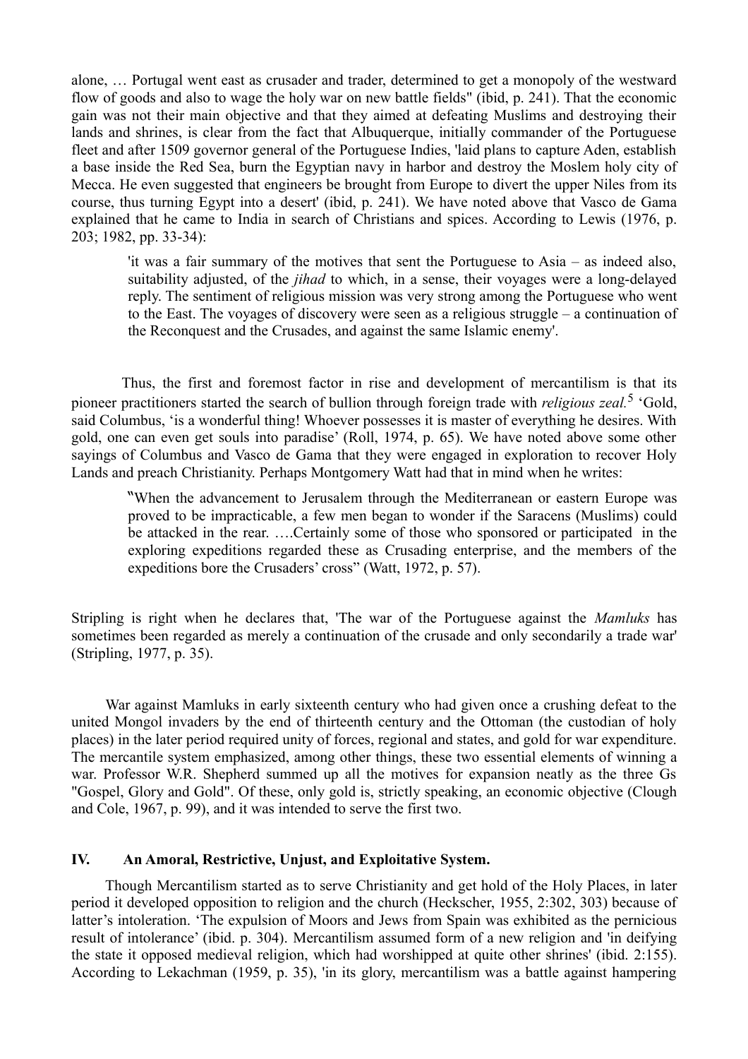alone, … Portugal went east as crusader and trader, determined to get a monopoly of the westward flow of goods and also to wage the holy war on new battle fields" (ibid, p. 241). That the economic gain was not their main objective and that they aimed at defeating Muslims and destroying their lands and shrines, is clear from the fact that Albuquerque, initially commander of the Portuguese fleet and after 1509 governor general of the Portuguese Indies, 'laid plans to capture Aden, establish a base inside the Red Sea, burn the Egyptian navy in harbor and destroy the Moslem holy city of Mecca. He even suggested that engineers be brought from Europe to divert the upper Niles from its course, thus turning Egypt into a desert' (ibid, p. 241). We have noted above that Vasco de Gama explained that he came to India in search of Christians and spices. According to Lewis (1976, p. 203; 1982, pp. 33-34):

> 'it was a fair summary of the motives that sent the Portuguese to Asia – as indeed also, suitability adjusted, of the *jihad* to which, in a sense, their voyages were a long-delayed reply. The sentiment of religious mission was very strong among the Portuguese who went to the East. The voyages of discovery were seen as a religious struggle – a continuation of the Reconquest and the Crusades, and against the same Islamic enemy'.

Thus, the first and foremost factor in rise and development of mercantilism is that its pioneer practitioners started the search of bullion through foreign trade with *religious zeal.*[5] 'Gold, said Columbus, 'is a wonderful thing! Whoever possesses it is master of everything he desires. With gold, one can even get souls into paradise' (Roll, 1974, p. 65). We have noted above some other sayings of Columbus and Vasco de Gama that they were engaged in exploration to recover Holy Lands and preach Christianity. Perhaps Montgomery Watt had that in mind when he writes:

> "When the advancement to Jerusalem through the Mediterranean or eastern Europe was proved to be impracticable, a few men began to wonder if the Saracens (Muslims) could be attacked in the rear. ….Certainly some of those who sponsored or participated in the exploring expeditions regarded these as Crusading enterprise, and the members of the expeditions bore the Crusaders' cross" (Watt, 1972, p. 57).

Stripling is right when he declares that, 'The war of the Portuguese against the *Mamluks* has sometimes been regarded as merely a continuation of the crusade and only secondarily a trade war' (Stripling, 1977, p. 35).

War against Mamluks in early sixteenth century who had given once a crushing defeat to the united Mongol invaders by the end of thirteenth century and the Ottoman (the custodian of holy places) in the later period required unity of forces, regional and states, and gold for war expenditure. The mercantile system emphasized, among other things, these two essential elements of winning a war. Professor W.R. Shepherd summed up all the motives for expansion neatly as the three Gs "Gospel, Glory and Gold". Of these, only gold is, strictly speaking, an economic objective (Clough and Cole, 1967, p. 99), and it was intended to serve the first two.

## IV. An Amoral, Restrictive, Unjust, and Exploitative System.

Though Mercantilism started as to serve Christianity and get hold of the Holy Places, in later period it developed opposition to religion and the church (Heckscher, 1955, 2:302, 303) because of latter's intoleration. 'The expulsion of Moors and Jews from Spain was exhibited as the pernicious result of intolerance' (ibid. p. 304). Mercantilism assumed form of a new religion and 'in deifying the state it opposed medieval religion, which had worshipped at quite other shrines' (ibid. 2:155). According to Lekachman (1959, p. 35), 'in its glory, mercantilism was a battle against hampering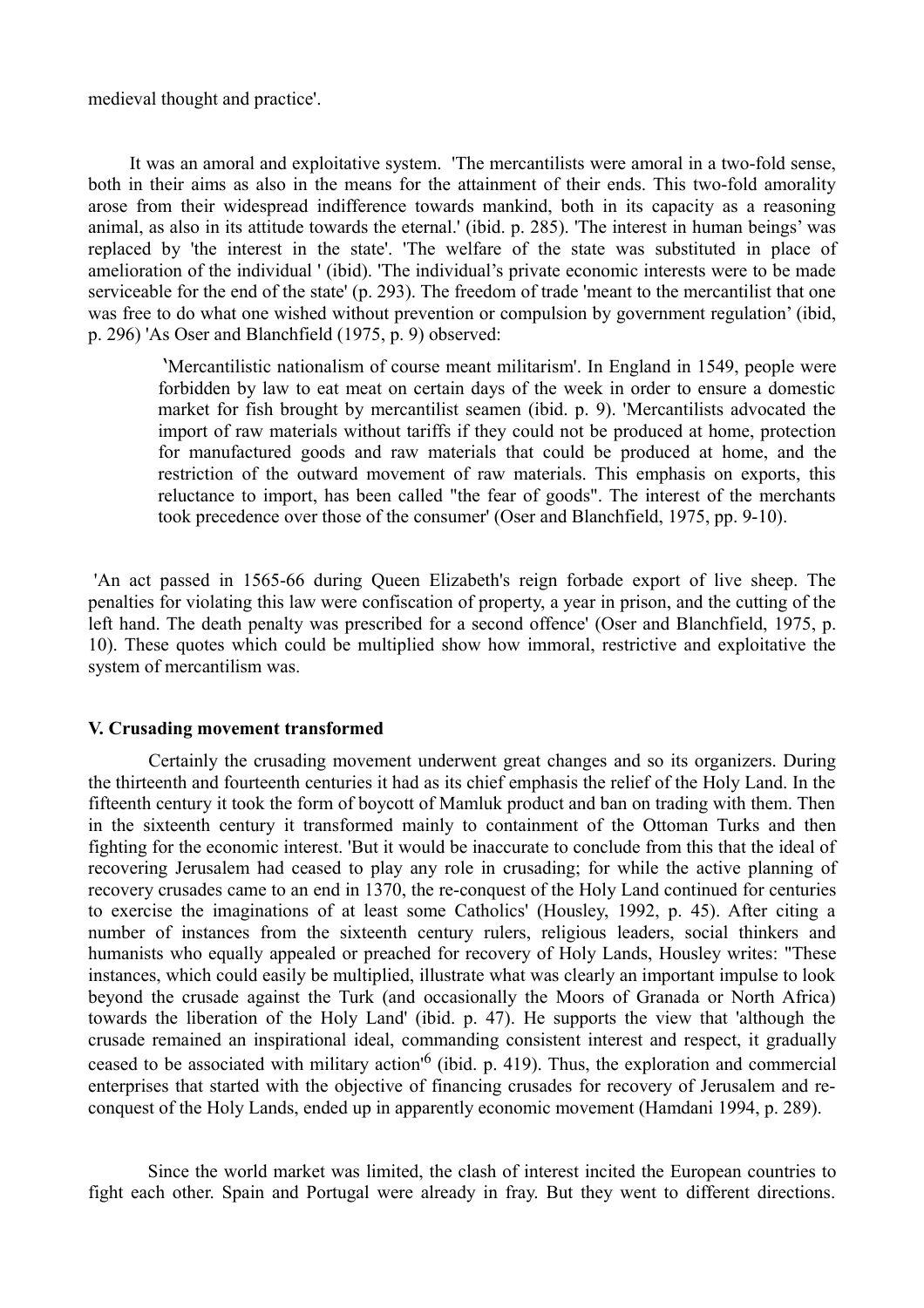medieval thought and practice'.

It was an amoral and exploitative system. 'The mercantilists were amoral in a two-fold sense, both in their aims as also in the means for the attainment of their ends. This two-fold amorality arose from their widespread indifference towards mankind, both in its capacity as a reasoning animal, as also in its attitude towards the eternal.' (ibid. p. 285). 'The interest in human beings' was replaced by 'the interest in the state'. 'The welfare of the state was substituted in place of amelioration of the individual ' (ibid). 'The individual's private economic interests were to be made serviceable for the end of the state' (p. 293). The freedom of trade 'meant to the mercantilist that one was free to do what one wished without prevention or compulsion by government regulation' (ibid, p. 296) 'As Oser and Blanchfield (1975, p. 9) observed:

> 'Mercantilistic nationalism of course meant militarism'. In England in 1549, people were forbidden by law to eat meat on certain days of the week in order to ensure a domestic market for fish brought by mercantilist seamen (ibid. p. 9). 'Mercantilists advocated the import of raw materials without tariffs if they could not be produced at home, protection for manufactured goods and raw materials that could be produced at home, and the restriction of the outward movement of raw materials. This emphasis on exports, this reluctance to import, has been called "the fear of goods". The interest of the merchants took precedence over those of the consumer' (Oser and Blanchfield, 1975, pp. 9-10).

'An act passed in 1565-66 during Queen Elizabeth's reign forbade export of live sheep. The penalties for violating this law were confiscation of property, a year in prison, and the cutting of the left hand. The death penalty was prescribed for a second offence' (Oser and Blanchfield, 1975, p. 10). These quotes which could be multiplied show how immoral, restrictive and exploitative the system of mercantilism was.

#### V. Crusading movement transformed

Certainly the crusading movement underwent great changes and so its organizers. During the thirteenth and fourteenth centuries it had as its chief emphasis the relief of the Holy Land. In the fifteenth century it took the form of boycott of Mamluk product and ban on trading with them. Then in the sixteenth century it transformed mainly to containment of the Ottoman Turks and then fighting for the economic interest. 'But it would be inaccurate to conclude from this that the ideal of recovering Jerusalem had ceased to play any role in crusading; for while the active planning of recovery crusades came to an end in 1370, the re-conquest of the Holy Land continued for centuries to exercise the imaginations of at least some Catholics' (Housley, 1992, p. 45). After citing a number of instances from the sixteenth century rulers, religious leaders, social thinkers and humanists who equally appealed or preached for recovery of Holy Lands, Housley writes: "These instances, which could easily be multiplied, illustrate what was clearly an important impulse to look beyond the crusade against the Turk (and occasionally the Moors of Granada or North Africa) towards the liberation of the Holy Land' (ibid. p. 47). He supports the view that 'although the crusade remained an inspirational ideal, commanding consistent interest and respect, it gradually ceased to be associated with military action'[6] (ibid. p. 419). Thus, the exploration and commercial enterprises that started with the objective of financing crusades for recovery of Jerusalem and re-conquest of the Holy Lands, ended up in apparently economic movement (Hamdani 1994, p. 289).

Since the world market was limited, the clash of interest incited the European countries to fight each other. Spain and Portugal were already in fray. But they went to different directions.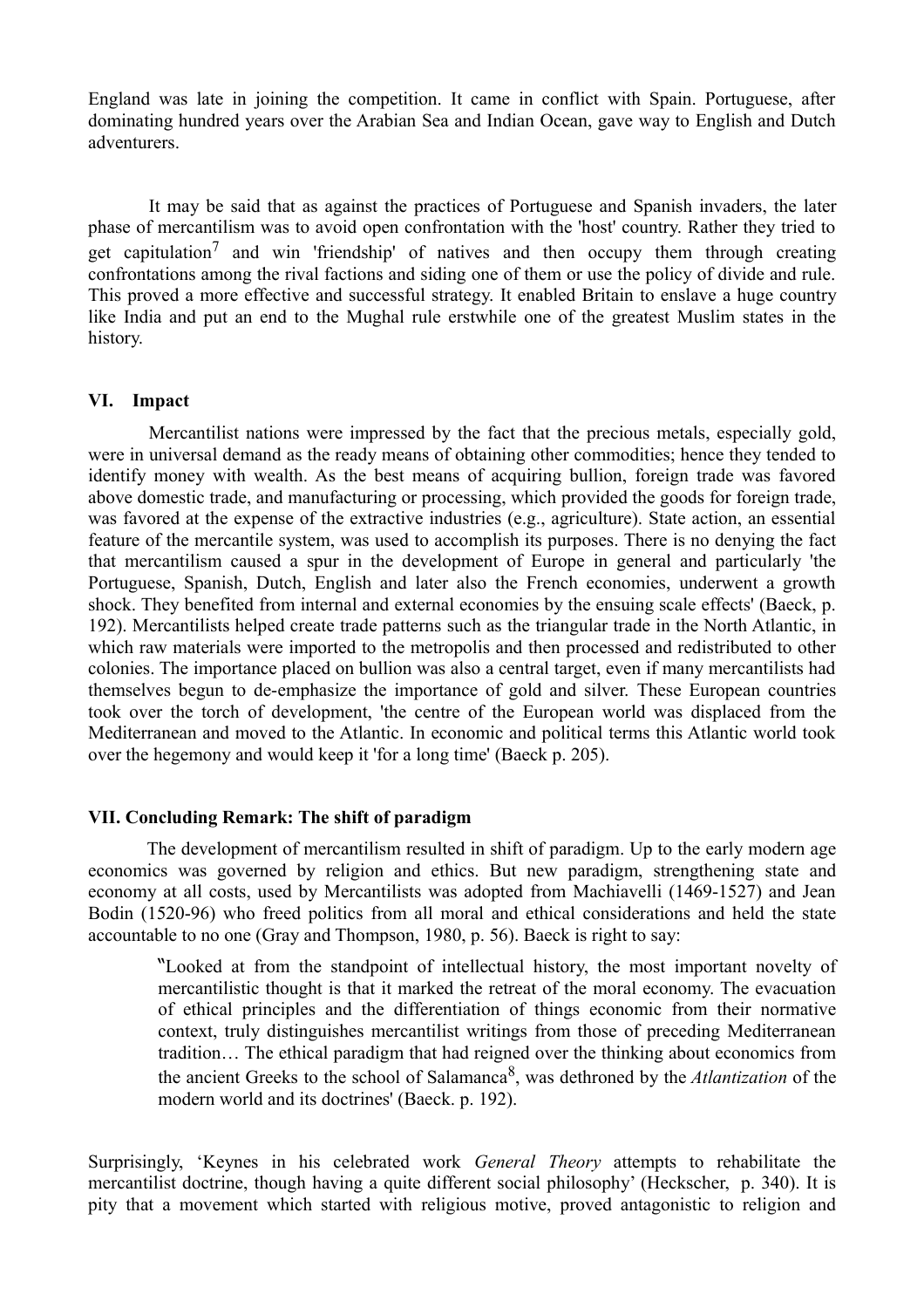England was late in joining the competition. It came in conflict with Spain. Portuguese, after dominating hundred years over the Arabian Sea and Indian Ocean, gave way to English and Dutch adventurers.

It may be said that as against the practices of Portuguese and Spanish invaders, the later phase of mercantilism was to avoid open confrontation with the 'host' country. Rather they tried to get capitulation[7] and win 'friendship' of natives and then occupy them through creating confrontations among the rival factions and siding one of them or use the policy of divide and rule. This proved a more effective and successful strategy. It enabled Britain to enslave a huge country like India and put an end to the Mughal rule erstwhile one of the greatest Muslim states in the history.

## VI. Impact

Mercantilist nations were impressed by the fact that the precious metals, especially gold, were in universal demand as the ready means of obtaining other commodities; hence they tended to identify money with wealth. As the best means of acquiring bullion, foreign trade was favored above domestic trade, and manufacturing or processing, which provided the goods for foreign trade, was favored at the expense of the extractive industries (e.g., agriculture). State action, an essential feature of the mercantile system, was used to accomplish its purposes. There is no denying the fact that mercantilism caused a spur in the development of Europe in general and particularly 'the Portuguese, Spanish, Dutch, English and later also the French economies, underwent a growth shock. They benefited from internal and external economies by the ensuing scale effects' (Baeck, p. 192). Mercantilists helped create trade patterns such as the triangular trade in the North Atlantic, in which raw materials were imported to the metropolis and then processed and redistributed to other colonies. The importance placed on bullion was also a central target, even if many mercantilists had themselves begun to de-emphasize the importance of gold and silver. These European countries took over the torch of development, 'the centre of the European world was displaced from the Mediterranean and moved to the Atlantic. In economic and political terms this Atlantic world took over the hegemony and would keep it 'for a long time' (Baeck p. 205).

## VII. Concluding Remark: The shift of paradigm

The development of mercantilism resulted in shift of paradigm. Up to the early modern age economics was governed by religion and ethics. But new paradigm, strengthening state and economy at all costs, used by Mercantilists was adopted from Machiavelli (1469-1527) and Jean Bodin (1520-96) who freed politics from all moral and ethical considerations and held the state accountable to no one (Gray and Thompson, 1980, p. 56). Baeck is right to say:

> "Looked at from the standpoint of intellectual history, the most important novelty of mercantilistic thought is that it marked the retreat of the moral economy. The evacuation of ethical principles and the differentiation of things economic from their normative context, truly distinguishes mercantilist writings from those of preceding Mediterranean tradition… The ethical paradigm that had reigned over the thinking about economics from the ancient Greeks to the school of Salamanca[8], was dethroned by the *Atlantization* of the modern world and its doctrines' (Baeck. p. 192).

Surprisingly, 'Keynes in his celebrated work *General Theory* attempts to rehabilitate the mercantilist doctrine, though having a quite different social philosophy' (Heckscher, p. 340). It is pity that a movement which started with religious motive, proved antagonistic to religion and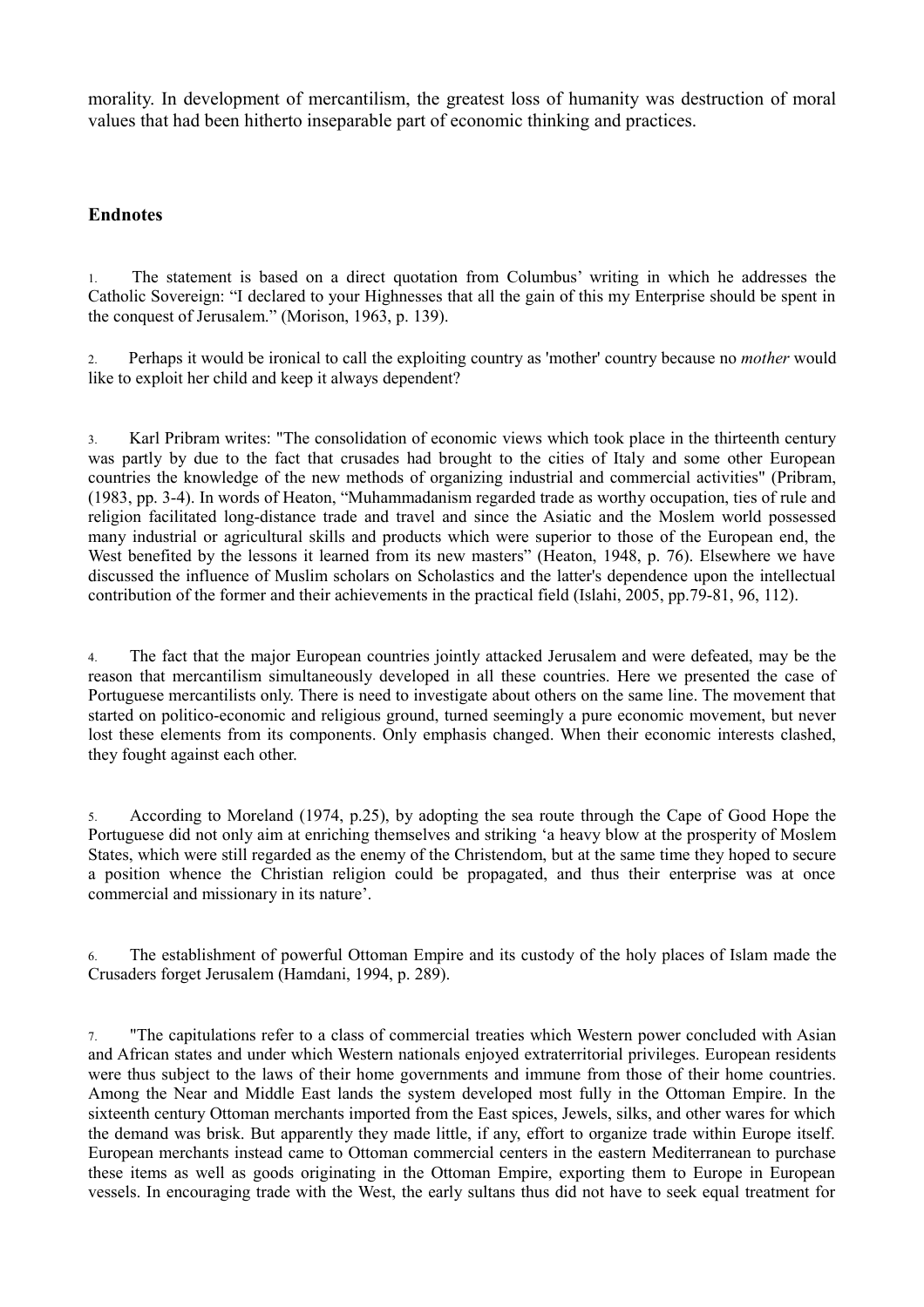morality. In development of mercantilism, the greatest loss of humanity was destruction of moral values that had been hitherto inseparable part of economic thinking and practices.

## Endnotes

1. The statement is based on a direct quotation from Columbus' writing in which he addresses the Catholic Sovereign: "I declared to your Highnesses that all the gain of this my Enterprise should be spent in the conquest of Jerusalem." (Morison, 1963, p. 139).

2. Perhaps it would be ironical to call the exploiting country as 'mother' country because no *mother* would like to exploit her child and keep it always dependent?

3. Karl Pribram writes: "The consolidation of economic views which took place in the thirteenth century was partly by due to the fact that crusades had brought to the cities of Italy and some other European countries the knowledge of the new methods of organizing industrial and commercial activities" (Pribram, (1983, pp. 3-4). In words of Heaton, "Muhammadanism regarded trade as worthy occupation, ties of rule and religion facilitated long-distance trade and travel and since the Asiatic and the Moslem world possessed many industrial or agricultural skills and products which were superior to those of the European end, the West benefited by the lessons it learned from its new masters" (Heaton, 1948, p. 76). Elsewhere we have discussed the influence of Muslim scholars on Scholastics and the latter's dependence upon the intellectual contribution of the former and their achievements in the practical field (Islahi, 2005, pp.79-81, 96, 112).

4. The fact that the major European countries jointly attacked Jerusalem and were defeated, may be the reason that mercantilism simultaneously developed in all these countries. Here we presented the case of Portuguese mercantilists only. There is need to investigate about others on the same line. The movement that started on politico-economic and religious ground, turned seemingly a pure economic movement, but never lost these elements from its components. Only emphasis changed. When their economic interests clashed, they fought against each other.

5. According to Moreland (1974, p.25), by adopting the sea route through the Cape of Good Hope the Portuguese did not only aim at enriching themselves and striking 'a heavy blow at the prosperity of Moslem States, which were still regarded as the enemy of the Christendom, but at the same time they hoped to secure a position whence the Christian religion could be propagated, and thus their enterprise was at once commercial and missionary in its nature'.

6. The establishment of powerful Ottoman Empire and its custody of the holy places of Islam made the Crusaders forget Jerusalem (Hamdani, 1994, p. 289).

7. "The capitulations refer to a class of commercial treaties which Western power concluded with Asian and African states and under which Western nationals enjoyed extraterritorial privileges. European residents were thus subject to the laws of their home governments and immune from those of their home countries. Among the Near and Middle East lands the system developed most fully in the Ottoman Empire. In the sixteenth century Ottoman merchants imported from the East spices, Jewels, silks, and other wares for which the demand was brisk. But apparently they made little, if any, effort to organize trade within Europe itself. European merchants instead came to Ottoman commercial centers in the eastern Mediterranean to purchase these items as well as goods originating in the Ottoman Empire, exporting them to Europe in European vessels. In encouraging trade with the West, the early sultans thus did not have to seek equal treatment for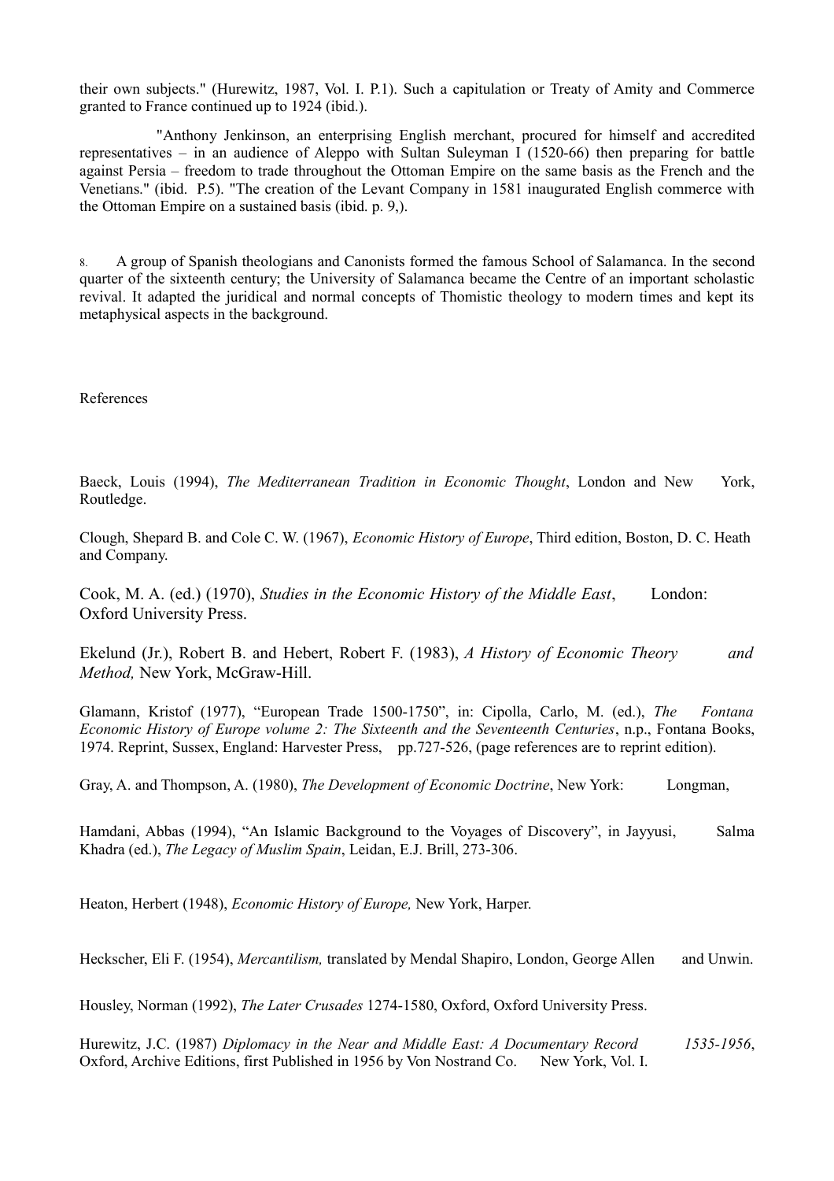their own subjects." (Hurewitz, 1987, Vol. I. P.1). Such a capitulation or Treaty of Amity and Commerce granted to France continued up to 1924 (ibid.).

"Anthony Jenkinson, an enterprising English merchant, procured for himself and accredited representatives – in an audience of Aleppo with Sultan Suleyman I (1520-66) then preparing for battle against Persia – freedom to trade throughout the Ottoman Empire on the same basis as the French and the Venetians." (ibid. P.5). "The creation of the Levant Company in 1581 inaugurated English commerce with the Ottoman Empire on a sustained basis (ibid. p. 9,).

8. A group of Spanish theologians and Canonists formed the famous School of Salamanca. In the second quarter of the sixteenth century; the University of Salamanca became the Centre of an important scholastic revival. It adapted the juridical and normal concepts of Thomistic theology to modern times and kept its metaphysical aspects in the background.

References

Baeck, Louis (1994), *The Mediterranean Tradition in Economic Thought*, London and New York, Routledge.

Clough, Shepard B. and Cole C. W. (1967), *Economic History of Europe*, Third edition, Boston, D. C. Heath and Company.

Cook, M. A. (ed.) (1970), *Studies in the Economic History of the Middle East*, London: Oxford University Press.

Ekelund (Jr.), Robert B. and Hebert, Robert F. (1983), *A History of Economic Theory and Method,* New York, McGraw-Hill.

Glamann, Kristof (1977), "European Trade 1500-1750", in: Cipolla, Carlo, M. (ed.), *The Fontana Economic History of Europe volume 2: The Sixteenth and the Seventeenth Centuries*, n.p., Fontana Books, 1974. Reprint, Sussex, England: Harvester Press, pp.727-526, (page references are to reprint edition).

Gray, A. and Thompson, A. (1980), *The Development of Economic Doctrine*, New York: Longman,

Hamdani, Abbas (1994), "An Islamic Background to the Voyages of Discovery", in Jayyusi, Salma Khadra (ed.), *The Legacy of Muslim Spain*, Leidan, E.J. Brill, 273-306.

Heaton, Herbert (1948), *Economic History of Europe,* New York, Harper.

Heckscher, Eli F. (1954), *Mercantilism,* translated by Mendal Shapiro, London, George Allen and Unwin.

Housley, Norman (1992), *The Later Crusades* 1274-1580, Oxford, Oxford University Press.

Hurewitz, J.C. (1987) *Diplomacy in the Near and Middle East: A Documentary Record 1535-1956*, Oxford, Archive Editions, first Published in 1956 by Von Nostrand Co. New York, Vol. I.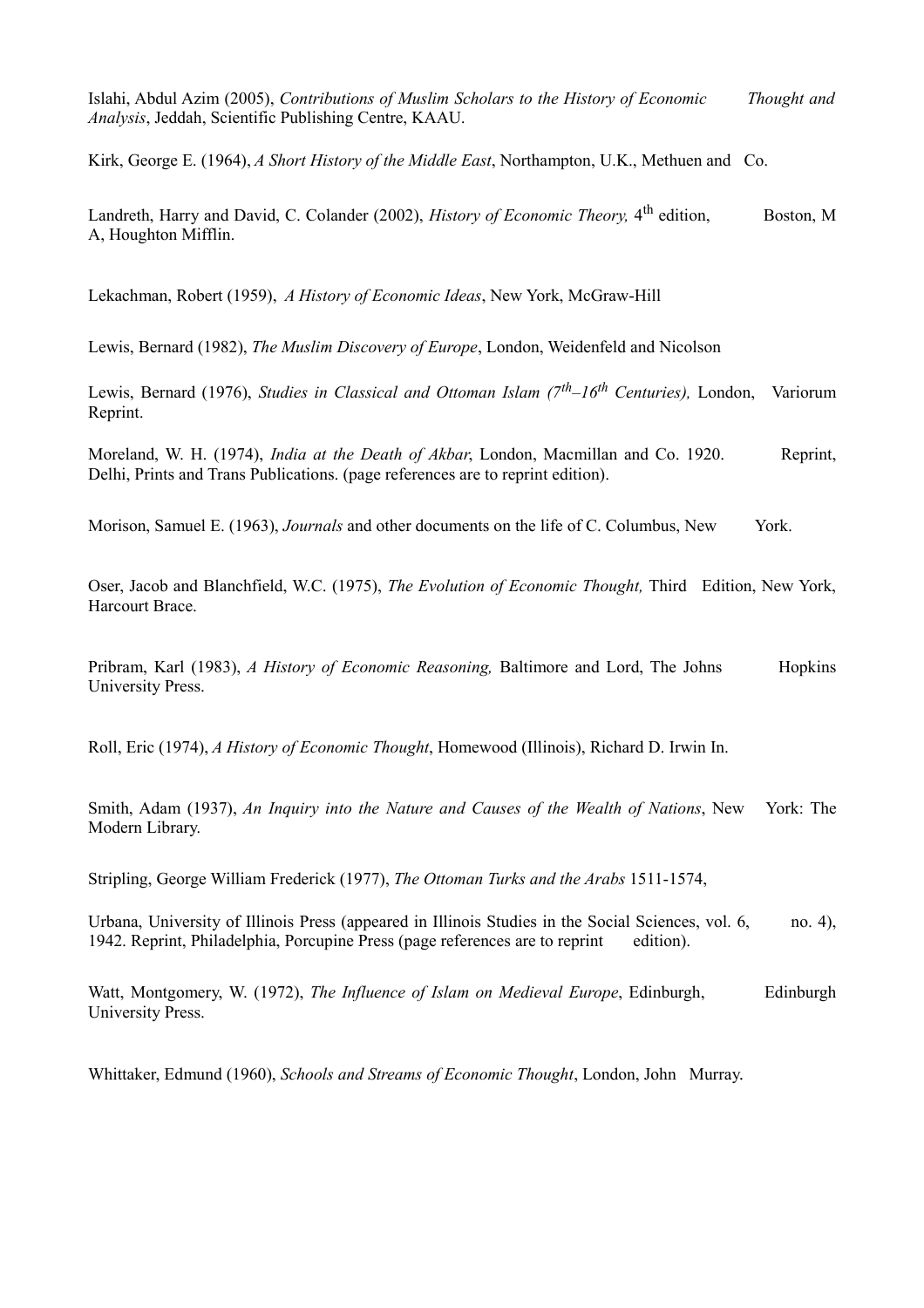Islahi, Abdul Azim (2005), *Contributions of Muslim Scholars to the History of Economic Thought and Analysis*, Jeddah, Scientific Publishing Centre, KAAU.

Kirk, George E. (1964), *A Short History of the Middle East*, Northampton, U.K., Methuen and Co.

Landreth, Harry and David, C. Colander (2002), *History of Economic Theory,* 4th edition, Boston, M A, Houghton Mifflin.

Lekachman, Robert (1959), *A History of Economic Ideas*, New York, McGraw-Hill

Lewis, Bernard (1982), *The Muslim Discovery of Europe*, London, Weidenfeld and Nicolson

Lewis, Bernard (1976), *Studies in Classical and Ottoman Islam (7th–16th Centuries),* London, Variorum Reprint.

Moreland, W. H. (1974), *India at the Death of Akbar*, London, Macmillan and Co. 1920. Reprint, Delhi, Prints and Trans Publications. (page references are to reprint edition).

Morison, Samuel E. (1963), *Journals* and other documents on the life of C. Columbus, New York.

Oser, Jacob and Blanchfield, W.C. (1975), *The Evolution of Economic Thought,* Third Edition, New York, Harcourt Brace.

Pribram, Karl (1983), *A History of Economic Reasoning,* Baltimore and Lord, The Johns Hopkins University Press.

Roll, Eric (1974), *A History of Economic Thought*, Homewood (Illinois), Richard D. Irwin In.

Smith, Adam (1937), *An Inquiry into the Nature and Causes of the Wealth of Nations*, New York: The Modern Library.

Stripling, George William Frederick (1977), *The Ottoman Turks and the Arabs* 1511-1574,

Urbana, University of Illinois Press (appeared in Illinois Studies in the Social Sciences, vol. 6, no. 4), 1942. Reprint, Philadelphia, Porcupine Press (page references are to reprint edition).

Watt, Montgomery, W. (1972), *The Influence of Islam on Medieval Europe*, Edinburgh, Edinburgh University Press.

Whittaker, Edmund (1960), *Schools and Streams of Economic Thought*, London, John Murray.